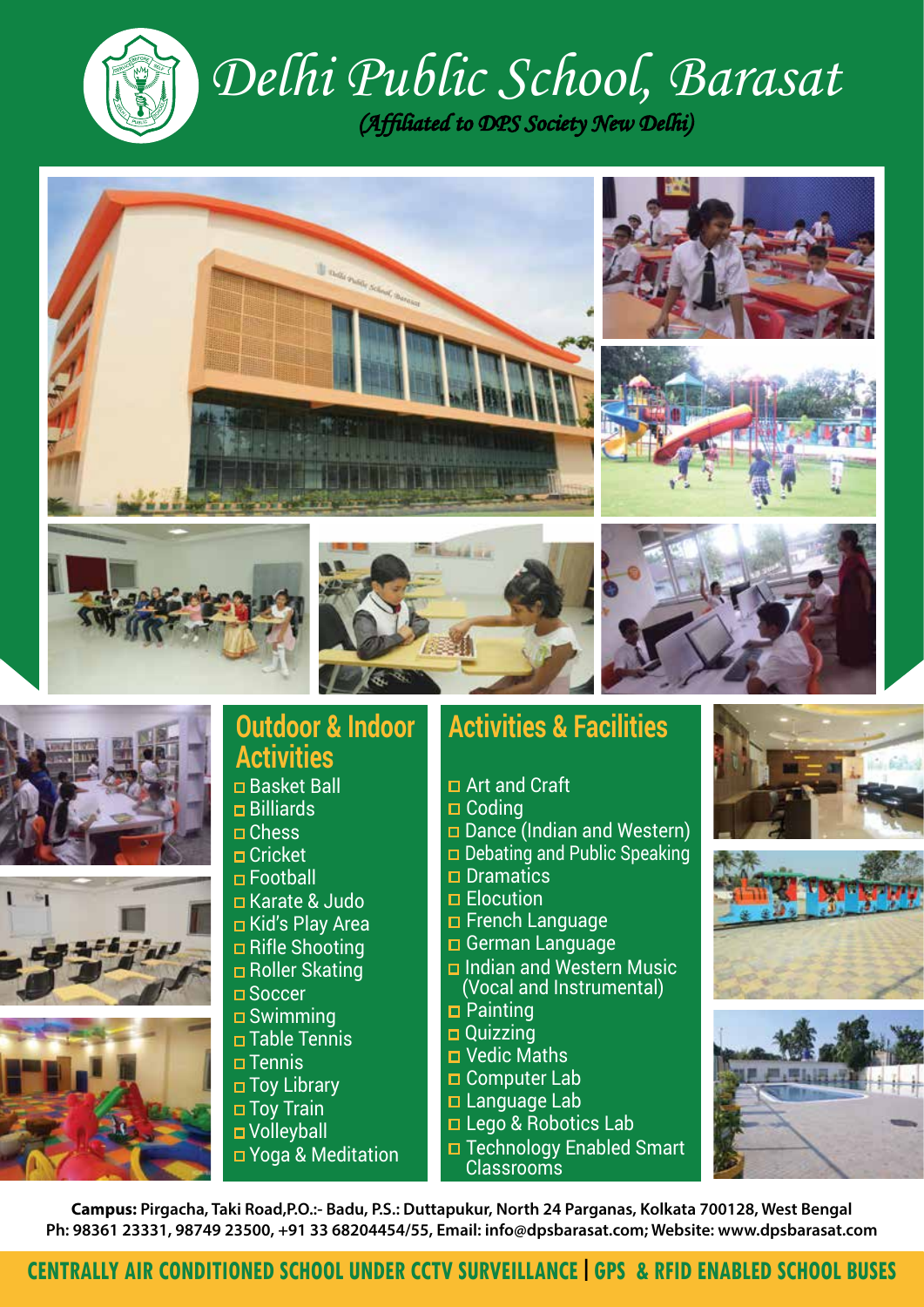# Delhi Public School, Barasat

*(Affiliated to DPS Society New Delhi)*

## Outdoor & Indoor Activities

- Basket Ball
- Billiards
- Chess
- Cricket
- Football
- Karate & Judo
- Kid's Play Area
- Rifle Shooting
- Roller Skating
- Soccer
- Swimming
- Table Tennis
- Tennis
- Toy Library
- Toy Train
- Volleyball
- Yoga & Meditation

## Activities & Facilities

- Art and Craft
- Coding
- Dance (Indian and Western)
- Debating and Public Speaking
- Dramatics
- Elocution
- French Language
- German Language
- Indian and Western Music (Vocal and Instrumental)
- Painting
- Quizzing
- Vedic Maths
- Computer Lab
- Language Lab
- Lego & Robotics Lab
- Technology Enabled Smart Classrooms

**Campus:** Pirgacha, Taki Road,P.O.:- Badu, P.S.: Duttapukur, North 24 Parganas, Kolkata 700128, West Bengal
Ph: 98361 23331, 98749 23500, +91 33 68204454/55, Email: info@dpsbarasat.com; Website: www.dpsbarasat.com

**CENTRALLY AIR CONDITIONED SCHOOL UNDER CCTV SURVEILLANCE | GPS & RFID ENABLED SCHOOL BUSES**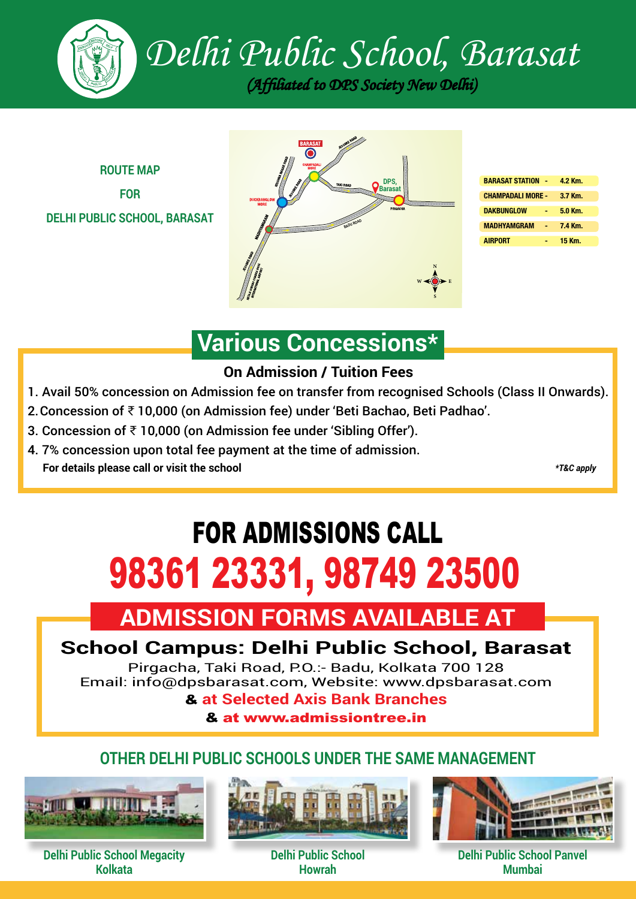# Delhi Public School, Barasat

*(Affiliated to DPS Society New Delhi)*

**ROUTE MAP**

**FOR**

**DELHI PUBLIC SCHOOL, BARASAT**

BARASAT
JESSORE ROAD
CHAMPADALI MORE
TAKI ROAD
DPS, Barasat
PIRGACHA
DUCKBANGLOW MORE
BADU ROAD
MADHYAMGRAM
N
W
E
S

| | | |
|---|---|---|
| BARASAT STATION | - | 4.2 Km. |
| CHAMPADALI MORE | - | 3.7 Km. |
| DAKBUNGLOW | - | 5.0 Km. |
| MADHYAMGRAM | - | 7.4 Km. |
| AIRPORT | - | 15 Km. |

## Various Concessions*

**On Admission / Tuition Fees**

1. Avail 50% concession on Admission fee on transfer from recognised Schools (Class II Onwards).
2. Concession of ₹ 10,000 (on Admission fee) under 'Beti Bachao, Beti Padhao'.
3. Concession of ₹ 10,000 (on Admission fee under 'Sibling Offer').
4. 7% concession upon total fee payment at the time of admission.

**For details please call or visit the school**

***T&C apply**

# FOR ADMISSIONS CALL

# 98361 23331, 98749 23500

## ADMISSION FORMS AVAILABLE AT

**School Campus: Delhi Public School, Barasat**

Pirgacha, Taki Road, P.O.:- Badu, Kolkata 700 128

Email: info@dpsbarasat.com, Website: www.dpsbarasat.com

**& at Selected Axis Bank Branches**

**& at www.admissiontree.in**

## OTHER DELHI PUBLIC SCHOOLS UNDER THE SAME MANAGEMENT

**Delhi Public School Megacity Kolkata**

**Delhi Public School Howrah**

**Delhi Public School Panvel Mumbai**